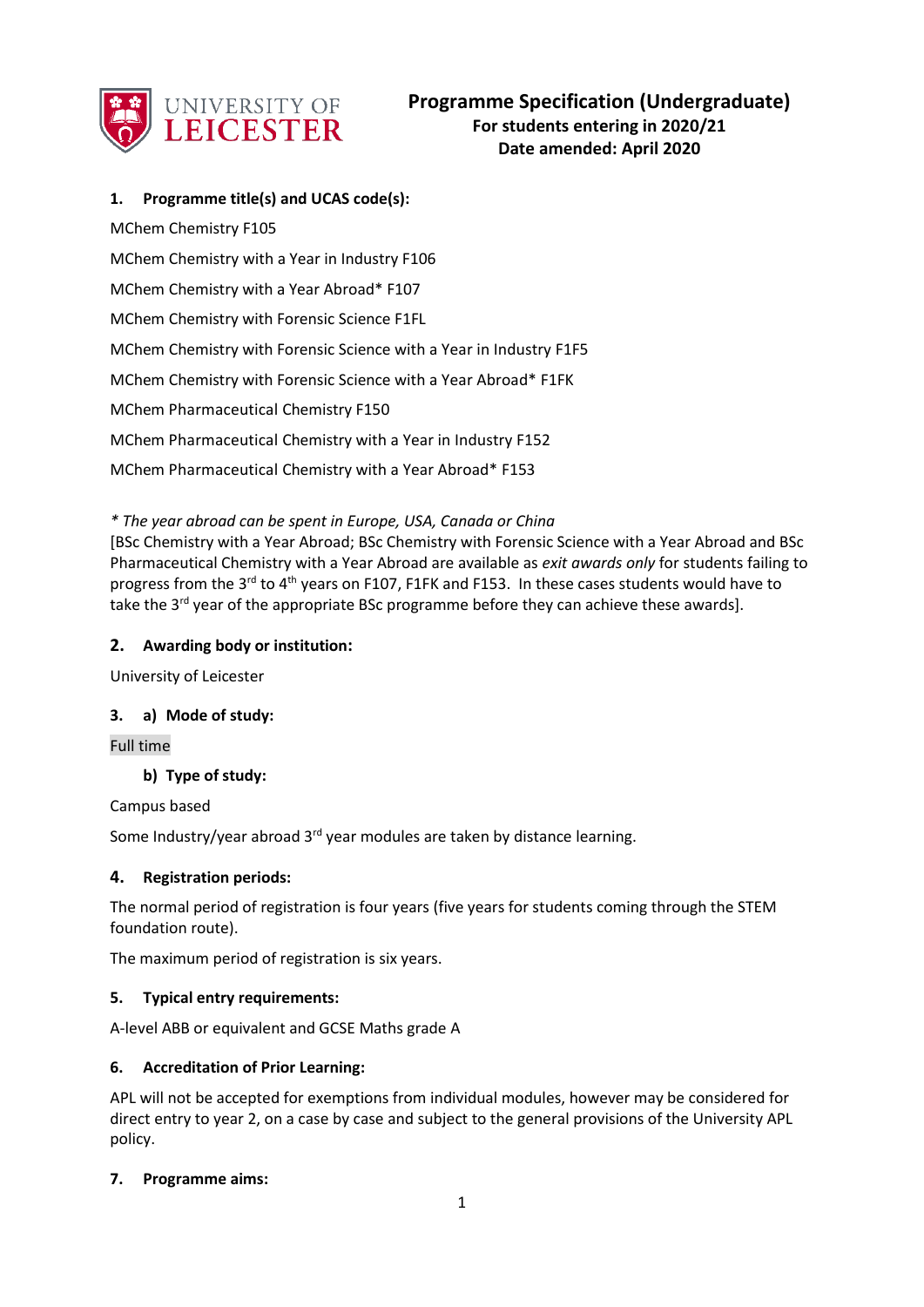UNIVERSITY OF LEICESTER

# Programme Specification (Undergraduate)

**For students entering in 2020/21**
**Date amended: April 2020**

## 1. Programme title(s) and UCAS code(s):

MChem Chemistry F105

MChem Chemistry with a Year in Industry F106

MChem Chemistry with a Year Abroad* F107

MChem Chemistry with Forensic Science F1FL

MChem Chemistry with Forensic Science with a Year in Industry F1F5

MChem Chemistry with Forensic Science with a Year Abroad* F1FK

MChem Pharmaceutical Chemistry F150

MChem Pharmaceutical Chemistry with a Year in Industry F152

MChem Pharmaceutical Chemistry with a Year Abroad* F153

*\* The year abroad can be spent in Europe, USA, Canada or China*

[BSc Chemistry with a Year Abroad; BSc Chemistry with Forensic Science with a Year Abroad and BSc Pharmaceutical Chemistry with a Year Abroad are available as *exit awards only* for students failing to progress from the 3rd to 4th years on F107, F1FK and F153. In these cases students would have to take the 3rd year of the appropriate BSc programme before they can achieve these awards].

## 2. Awarding body or institution:

University of Leicester

## 3. a) Mode of study:

Full time

### b) Type of study:

Campus based

Some Industry/year abroad 3rd year modules are taken by distance learning.

## 4. Registration periods:

The normal period of registration is four years (five years for students coming through the STEM foundation route).

The maximum period of registration is six years.

## 5. Typical entry requirements:

A-level ABB or equivalent and GCSE Maths grade A

## 6. Accreditation of Prior Learning:

APL will not be accepted for exemptions from individual modules, however may be considered for direct entry to year 2, on a case by case and subject to the general provisions of the University APL policy.

## 7. Programme aims: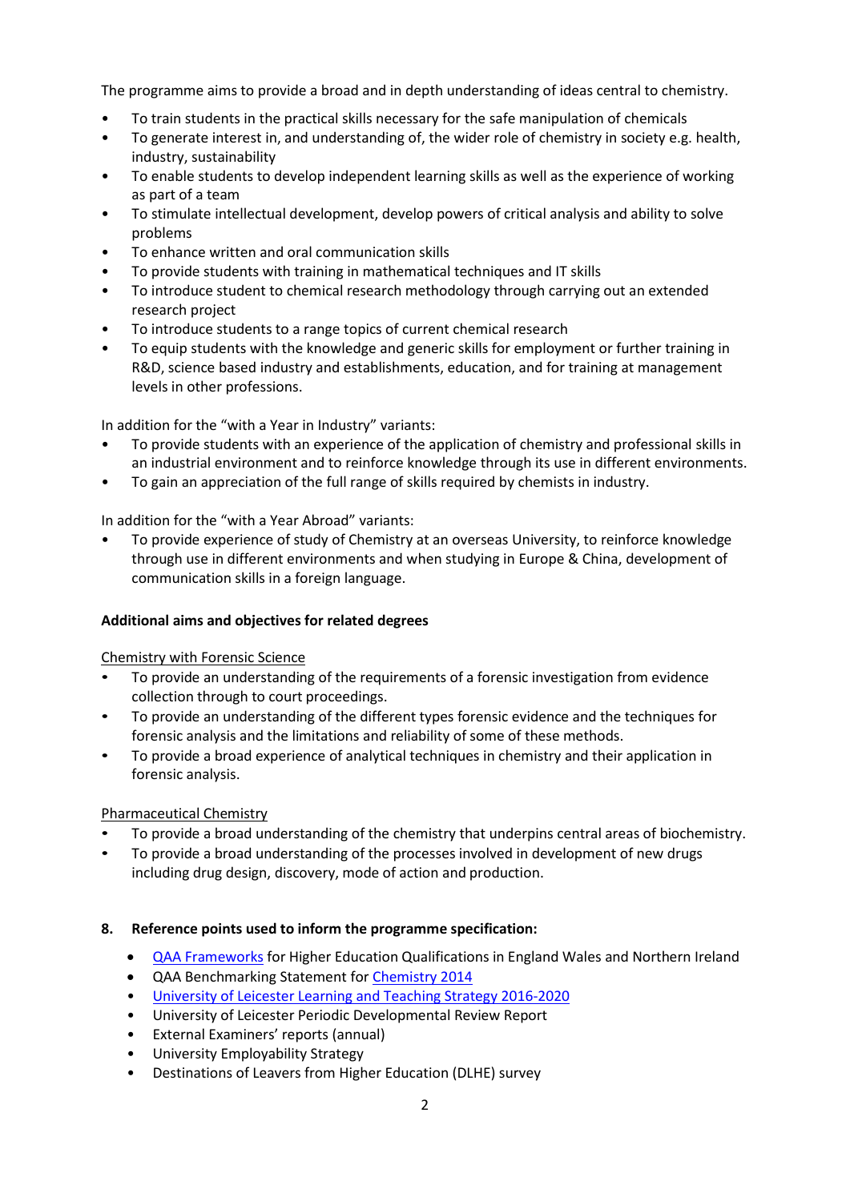The programme aims to provide a broad and in depth understanding of ideas central to chemistry.

- To train students in the practical skills necessary for the safe manipulation of chemicals
- To generate interest in, and understanding of, the wider role of chemistry in society e.g. health, industry, sustainability
- To enable students to develop independent learning skills as well as the experience of working as part of a team
- To stimulate intellectual development, develop powers of critical analysis and ability to solve problems
- To enhance written and oral communication skills
- To provide students with training in mathematical techniques and IT skills
- To introduce student to chemical research methodology through carrying out an extended research project
- To introduce students to a range topics of current chemical research
- To equip students with the knowledge and generic skills for employment or further training in R&D, science based industry and establishments, education, and for training at management levels in other professions.

In addition for the "with a Year in Industry" variants:

- To provide students with an experience of the application of chemistry and professional skills in an industrial environment and to reinforce knowledge through its use in different environments.
- To gain an appreciation of the full range of skills required by chemists in industry.

In addition for the "with a Year Abroad" variants:

- To provide experience of study of Chemistry at an overseas University, to reinforce knowledge through use in different environments and when studying in Europe & China, development of communication skills in a foreign language.

**Additional aims and objectives for related degrees**

Chemistry with Forensic Science

- To provide an understanding of the requirements of a forensic investigation from evidence collection through to court proceedings.
- To provide an understanding of the different types forensic evidence and the techniques for forensic analysis and the limitations and reliability of some of these methods.
- To provide a broad experience of analytical techniques in chemistry and their application in forensic analysis.

Pharmaceutical Chemistry

- To provide a broad understanding of the chemistry that underpins central areas of biochemistry.
- To provide a broad understanding of the processes involved in development of new drugs including drug design, discovery, mode of action and production.

**8. Reference points used to inform the programme specification:**

- QAA Frameworks for Higher Education Qualifications in England Wales and Northern Ireland
- QAA Benchmarking Statement for Chemistry 2014
- University of Leicester Learning and Teaching Strategy 2016-2020
- University of Leicester Periodic Developmental Review Report
- External Examiners' reports (annual)
- University Employability Strategy
- Destinations of Leavers from Higher Education (DLHE) survey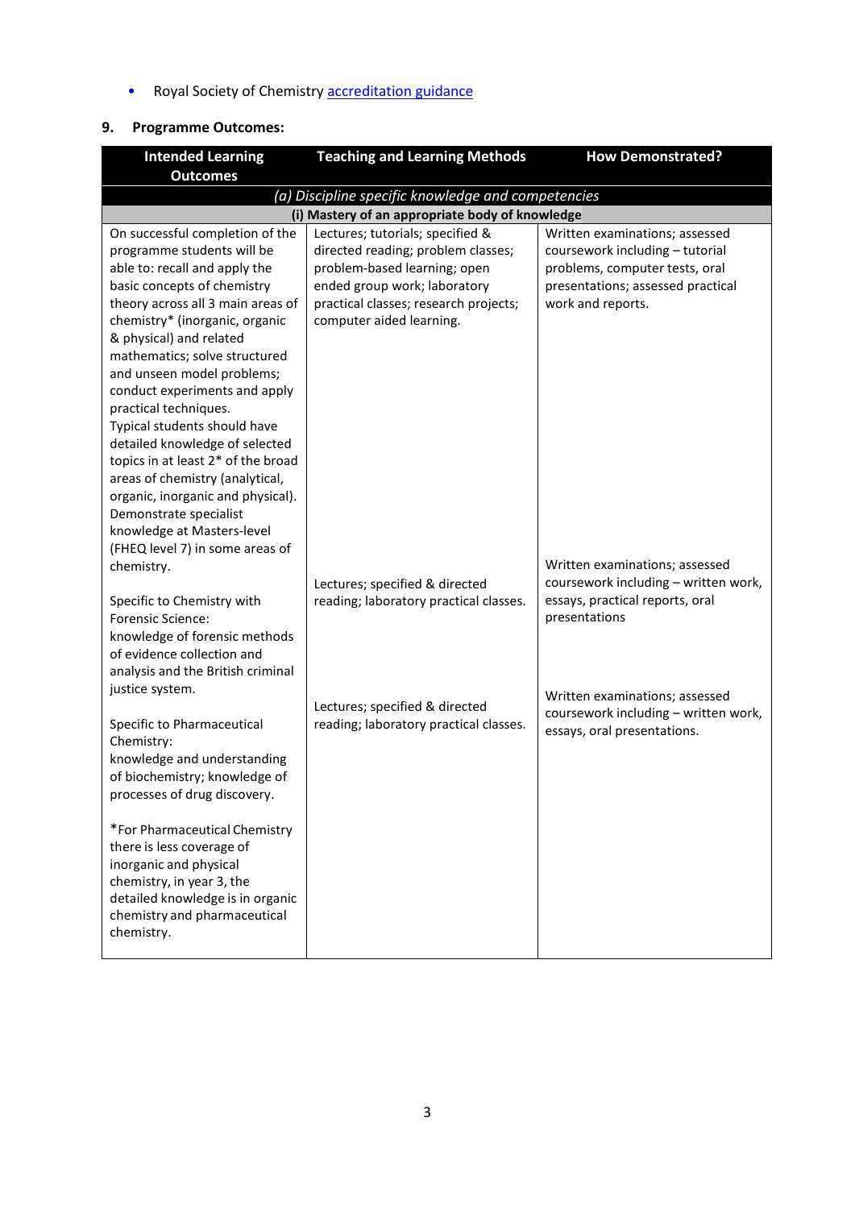- Royal Society of Chemistry accreditation guidance

## 9. Programme Outcomes:

| Intended Learning Outcomes | Teaching and Learning Methods | How Demonstrated? |
|---|---|---|
| *(a) Discipline specific knowledge and competencies* | | |
| **(i) Mastery of an appropriate body of knowledge** | | |
| On successful completion of the programme students will be able to: recall and apply the basic concepts of chemistry theory across all 3 main areas of chemistry* (inorganic, organic & physical) and related mathematics; solve structured and unseen model problems; conduct experiments and apply practical techniques. Typical students should have detailed knowledge of selected topics in at least 2* of the broad areas of chemistry (analytical, organic, inorganic and physical). Demonstrate specialist knowledge at Masters-level (FHEQ level 7) in some areas of chemistry. | Lectures; tutorials; specified & directed reading; problem classes; problem-based learning; open ended group work; laboratory practical classes; research projects; computer aided learning. | Written examinations; assessed coursework including – tutorial problems, computer tests, oral presentations; assessed practical work and reports. |
| Specific to Chemistry with Forensic Science: knowledge of forensic methods of evidence collection and analysis and the British criminal justice system. | Lectures; specified & directed reading; laboratory practical classes. | Written examinations; assessed coursework including – written work, essays, practical reports, oral presentations |
| Specific to Pharmaceutical Chemistry: knowledge and understanding of biochemistry; knowledge of processes of drug discovery. | Lectures; specified & directed reading; laboratory practical classes. | Written examinations; assessed coursework including – written work, essays, oral presentations. |
| *For Pharmaceutical Chemistry there is less coverage of inorganic and physical chemistry, in year 3, the detailed knowledge is in organic chemistry and pharmaceutical chemistry. | | |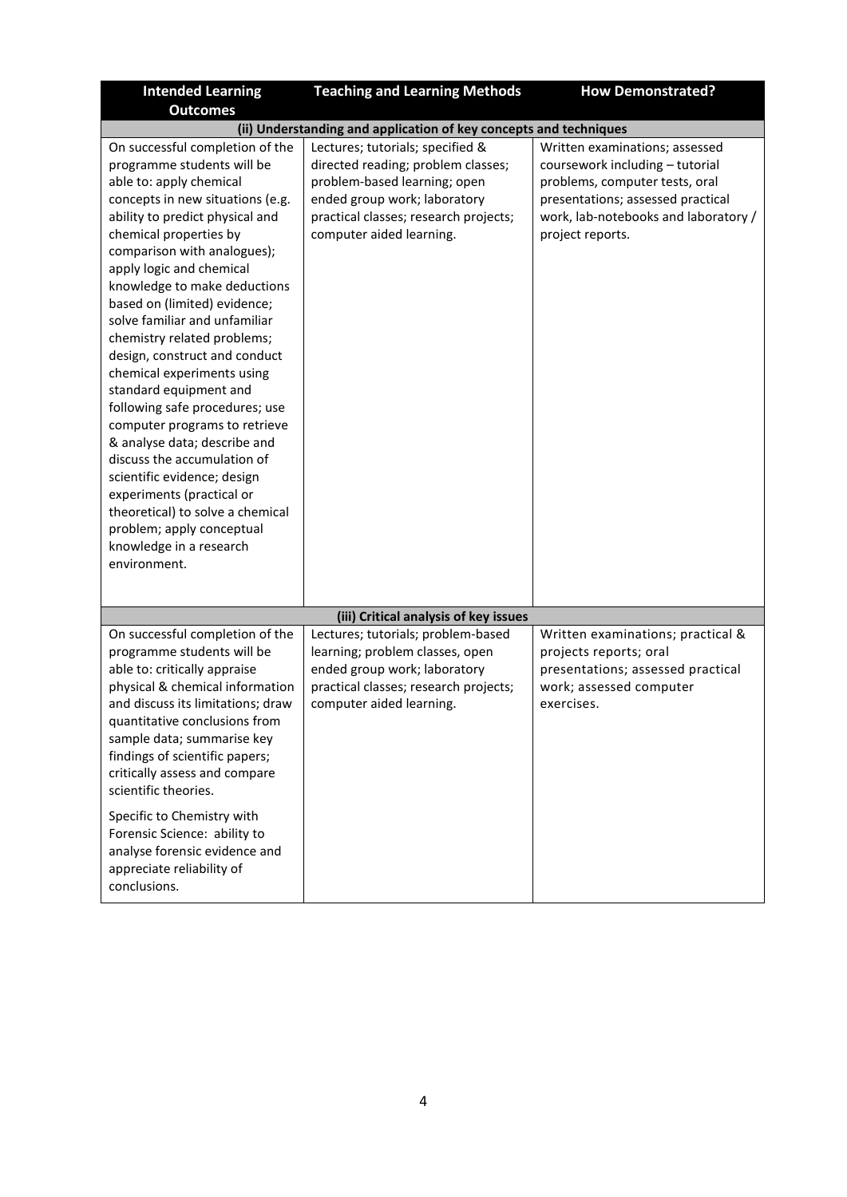| Intended Learning Outcomes | Teaching and Learning Methods | How Demonstrated? |
|---|---|---|
| **(ii) Understanding and application of key concepts and techniques** | | |
| On successful completion of the programme students will be able to: apply chemical concepts in new situations (e.g. ability to predict physical and chemical properties by comparison with analogues); apply logic and chemical knowledge to make deductions based on (limited) evidence; solve familiar and unfamiliar chemistry related problems; design, construct and conduct chemical experiments using standard equipment and following safe procedures; use computer programs to retrieve & analyse data; describe and discuss the accumulation of scientific evidence; design experiments (practical or theoretical) to solve a chemical problem; apply conceptual knowledge in a research environment. | Lectures; tutorials; specified & directed reading; problem classes; problem-based learning; open ended group work; laboratory practical classes; research projects; computer aided learning. | Written examinations; assessed coursework including – tutorial problems, computer tests, oral presentations; assessed practical work, lab-notebooks and laboratory / project reports. |
| **(iii) Critical analysis of key issues** | | |
| On successful completion of the programme students will be able to: critically appraise physical & chemical information and discuss its limitations; draw quantitative conclusions from sample data; summarise key findings of scientific papers; critically assess and compare scientific theories.<br><br>Specific to Chemistry with Forensic Science: ability to analyse forensic evidence and appreciate reliability of conclusions. | Lectures; tutorials; problem-based learning; problem classes, open ended group work; laboratory practical classes; research projects; computer aided learning. | Written examinations; practical & projects reports; oral presentations; assessed practical work; assessed computer exercises. |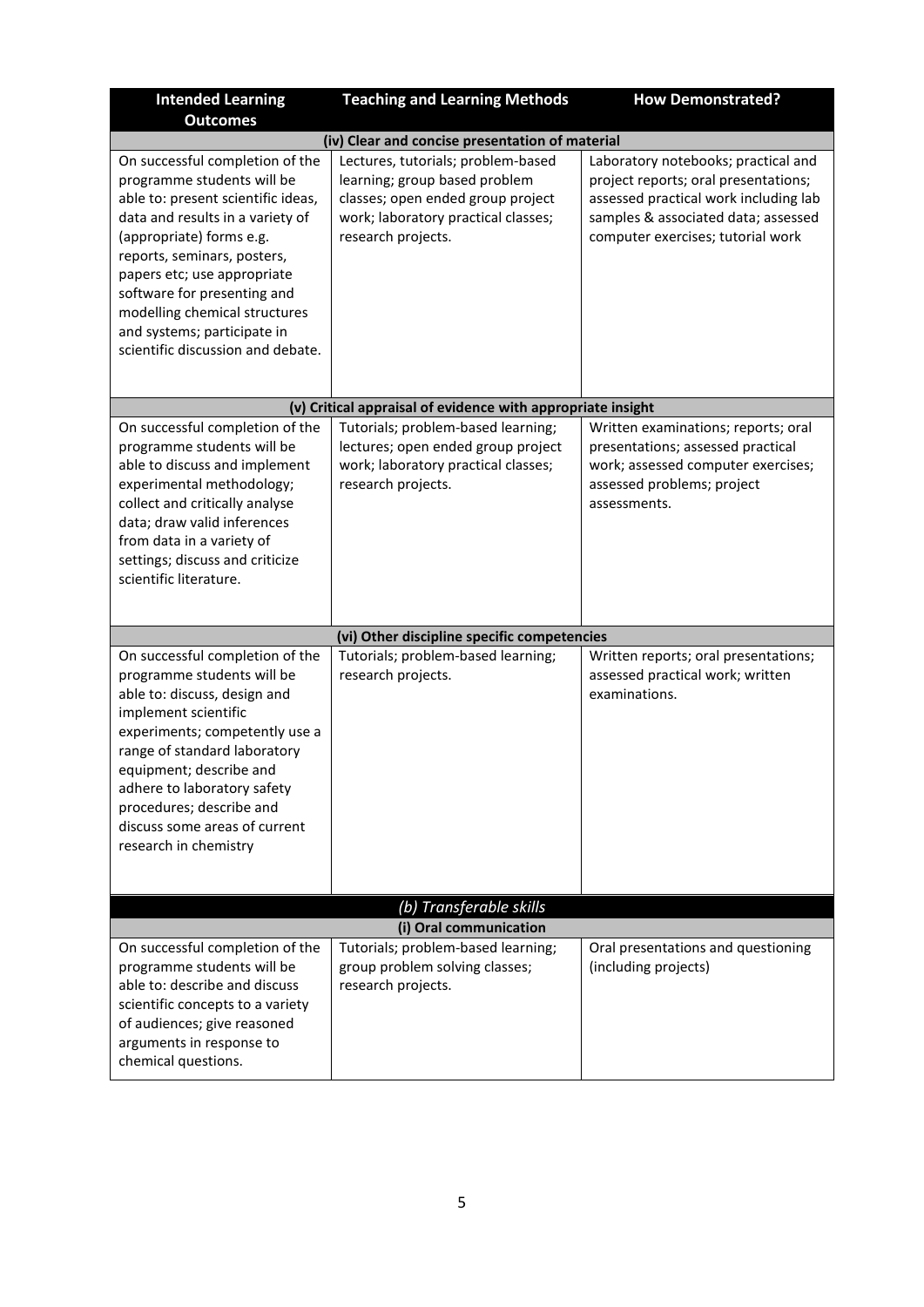| Intended Learning Outcomes | Teaching and Learning Methods | How Demonstrated? |
|---|---|---|
| **(iv) Clear and concise presentation of material** | | |
| On successful completion of the programme students will be able to: present scientific ideas, data and results in a variety of (appropriate) forms e.g. reports, seminars, posters, papers etc; use appropriate software for presenting and modelling chemical structures and systems; participate in scientific discussion and debate. | Lectures, tutorials; problem-based learning; group based problem classes; open ended group project work; laboratory practical classes; research projects. | Laboratory notebooks; practical and project reports; oral presentations; assessed practical work including lab samples & associated data; assessed computer exercises; tutorial work |
| **(v) Critical appraisal of evidence with appropriate insight** | | |
| On successful completion of the programme students will be able to discuss and implement experimental methodology; collect and critically analyse data; draw valid inferences from data in a variety of settings; discuss and criticize scientific literature. | Tutorials; problem-based learning; lectures; open ended group project work; laboratory practical classes; research projects. | Written examinations; reports; oral presentations; assessed practical work; assessed computer exercises; assessed problems; project assessments. |
| **(vi) Other discipline specific competencies** | | |
| On successful completion of the programme students will be able to: discuss, design and implement scientific experiments; competently use a range of standard laboratory equipment; describe and adhere to laboratory safety procedures; describe and discuss some areas of current research in chemistry | Tutorials; problem-based learning; research projects. | Written reports; oral presentations; assessed practical work; written examinations. |
| ***(b) Transferable skills*** | | |
| **(i) Oral communication** | | |
| On successful completion of the programme students will be able to: describe and discuss scientific concepts to a variety of audiences; give reasoned arguments in response to chemical questions. | Tutorials; problem-based learning; group problem solving classes; research projects. | Oral presentations and questioning (including projects) |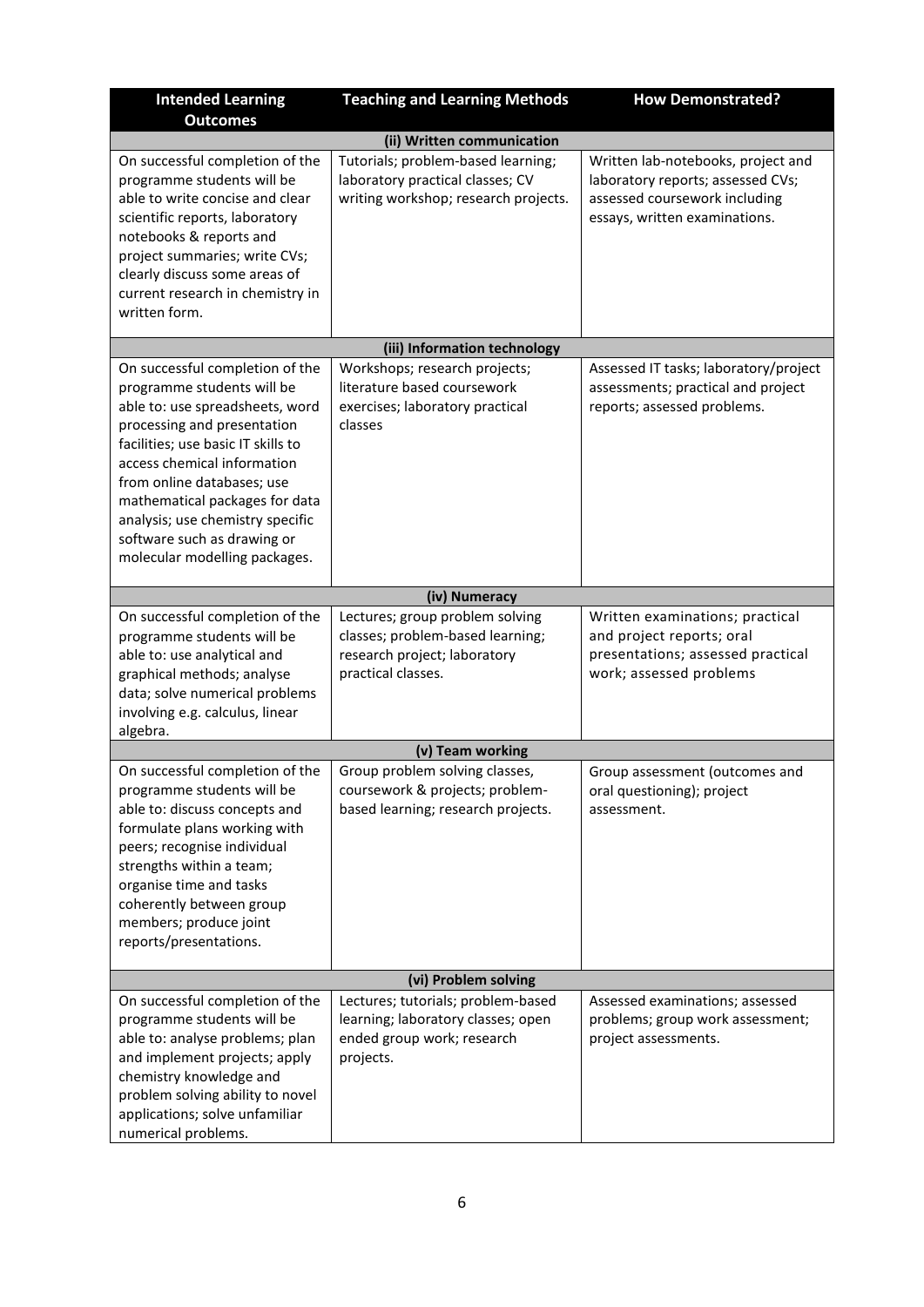| Intended Learning Outcomes | Teaching and Learning Methods | How Demonstrated? |
|---|---|---|
| **(ii) Written communication** | | |
| On successful completion of the programme students will be able to write concise and clear scientific reports, laboratory notebooks & reports and project summaries; write CVs; clearly discuss some areas of current research in chemistry in written form. | Tutorials; problem-based learning; laboratory practical classes; CV writing workshop; research projects. | Written lab-notebooks, project and laboratory reports; assessed CVs; assessed coursework including essays, written examinations. |
| **(iii) Information technology** | | |
| On successful completion of the programme students will be able to: use spreadsheets, word processing and presentation facilities; use basic IT skills to access chemical information from online databases; use mathematical packages for data analysis; use chemistry specific software such as drawing or molecular modelling packages. | Workshops; research projects; literature based coursework exercises; laboratory practical classes | Assessed IT tasks; laboratory/project assessments; practical and project reports; assessed problems. |
| **(iv) Numeracy** | | |
| On successful completion of the programme students will be able to: use analytical and graphical methods; analyse data; solve numerical problems involving e.g. calculus, linear algebra. | Lectures; group problem solving classes; problem-based learning; research project; laboratory practical classes. | Written examinations; practical and project reports; oral presentations; assessed practical work; assessed problems |
| **(v) Team working** | | |
| On successful completion of the programme students will be able to: discuss concepts and formulate plans working with peers; recognise individual strengths within a team; organise time and tasks coherently between group members; produce joint reports/presentations. | Group problem solving classes, coursework & projects; problem-based learning; research projects. | Group assessment (outcomes and oral questioning); project assessment. |
| **(vi) Problem solving** | | |
| On successful completion of the programme students will be able to: analyse problems; plan and implement projects; apply chemistry knowledge and problem solving ability to novel applications; solve unfamiliar numerical problems. | Lectures; tutorials; problem-based learning; laboratory classes; open ended group work; research projects. | Assessed examinations; assessed problems; group work assessment; project assessments. |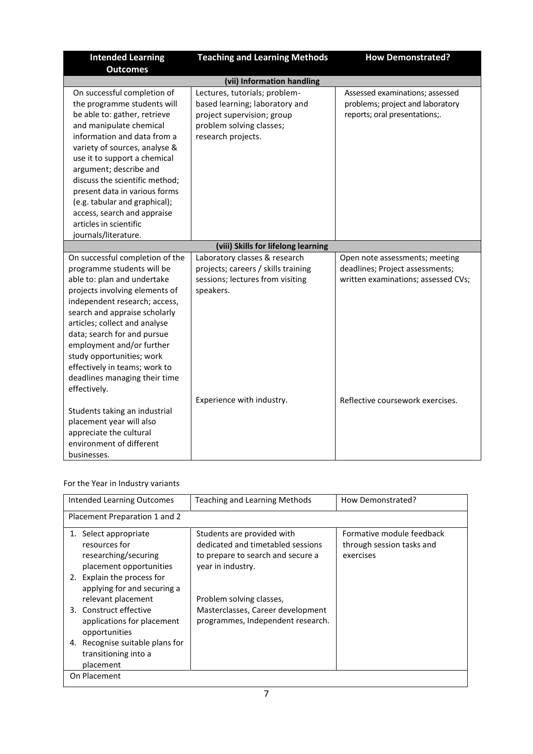| Intended Learning Outcomes | Teaching and Learning Methods | How Demonstrated? |
| --- | --- | --- |
| **(vii) Information handling** | | |
| On successful completion of the programme students will be able to: gather, retrieve and manipulate chemical information and data from a variety of sources, analyse & use it to support a chemical argument; describe and discuss the scientific method; present data in various forms (e.g. tabular and graphical); access, search and appraise articles in scientific journals/literature. | Lectures, tutorials; problem-based learning; laboratory and project supervision; group problem solving classes; research projects. | Assessed examinations; assessed problems; project and laboratory reports; oral presentations;. |
| **(viii) Skills for lifelong learning** | | |
| On successful completion of the programme students will be able to: plan and undertake projects involving elements of independent research; access, search and appraise scholarly articles; collect and analyse data; search for and pursue employment and/or further study opportunities; work effectively in teams; work to deadlines managing their time effectively. | Laboratory classes & research projects; careers / skills training sessions; lectures from visiting speakers. | Open note assessments; meeting deadlines; Project assessments; written examinations; assessed CVs; |
| Students taking an industrial placement year will also appreciate the cultural environment of different businesses. | Experience with industry. | Reflective coursework exercises. |

For the Year in Industry variants

| Intended Learning Outcomes | Teaching and Learning Methods | How Demonstrated? |
| --- | --- | --- |
| Placement Preparation 1 and 2 | | |
| 1. Select appropriate resources for researching/securing placement opportunities<br>2. Explain the process for applying for and securing a relevant placement<br>3. Construct effective applications for placement opportunities<br>4. Recognise suitable plans for transitioning into a placement | Students are provided with dedicated and timetabled sessions to prepare to search and secure a year in industry.<br><br>Problem solving classes, Masterclasses, Career development programmes, Independent research. | Formative module feedback through session tasks and exercises |
| On Placement | | |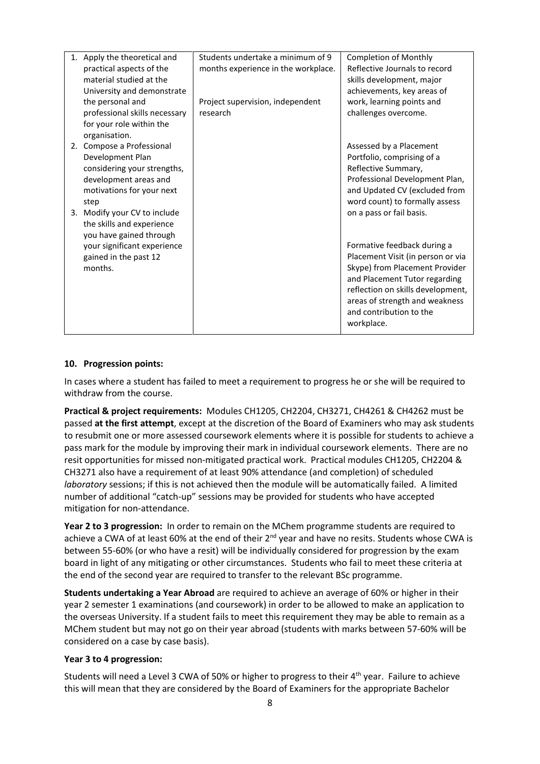| | | |
|---|---|---|
| 1. Apply the theoretical and practical aspects of the material studied at the University and demonstrate the personal and professional skills necessary for your role within the organisation.<br>2. Compose a Professional Development Plan considering your strengths, development areas and motivations for your next step<br>3. Modify your CV to include the skills and experience you have gained through your significant experience gained in the past 12 months. | Students undertake a minimum of 9 months experience in the workplace.<br><br>Project supervision, independent research | Completion of Monthly Reflective Journals to record skills development, major achievements, key areas of work, learning points and challenges overcome.<br><br>Assessed by a Placement Portfolio, comprising of a Reflective Summary, Professional Development Plan, and Updated CV (excluded from word count) to formally assess on a pass or fail basis.<br><br>Formative feedback during a Placement Visit (in person or via Skype) from Placement Provider and Placement Tutor regarding reflection on skills development, areas of strength and weakness and contribution to the workplace. |

### 10. Progression points:

In cases where a student has failed to meet a requirement to progress he or she will be required to withdraw from the course.

**Practical & project requirements:** Modules CH1205, CH2204, CH3271, CH4261 & CH4262 must be passed **at the first attempt**, except at the discretion of the Board of Examiners who may ask students to resubmit one or more assessed coursework elements where it is possible for students to achieve a pass mark for the module by improving their mark in individual coursework elements. There are no resit opportunities for missed non-mitigated practical work. Practical modules CH1205, CH2204 & CH3271 also have a requirement of at least 90% attendance (and completion) of scheduled *laboratory* sessions; if this is not achieved then the module will be automatically failed. A limited number of additional "catch-up" sessions may be provided for students who have accepted mitigation for non-attendance.

**Year 2 to 3 progression:** In order to remain on the MChem programme students are required to achieve a CWA of at least 60% at the end of their 2nd year and have no resits. Students whose CWA is between 55-60% (or who have a resit) will be individually considered for progression by the exam board in light of any mitigating or other circumstances. Students who fail to meet these criteria at the end of the second year are required to transfer to the relevant BSc programme.

**Students undertaking a Year Abroad** are required to achieve an average of 60% or higher in their year 2 semester 1 examinations (and coursework) in order to be allowed to make an application to the overseas University. If a student fails to meet this requirement they may be able to remain as a MChem student but may not go on their year abroad (students with marks between 57-60% will be considered on a case by case basis).

**Year 3 to 4 progression:**

Students will need a Level 3 CWA of 50% or higher to progress to their 4th year. Failure to achieve this will mean that they are considered by the Board of Examiners for the appropriate Bachelor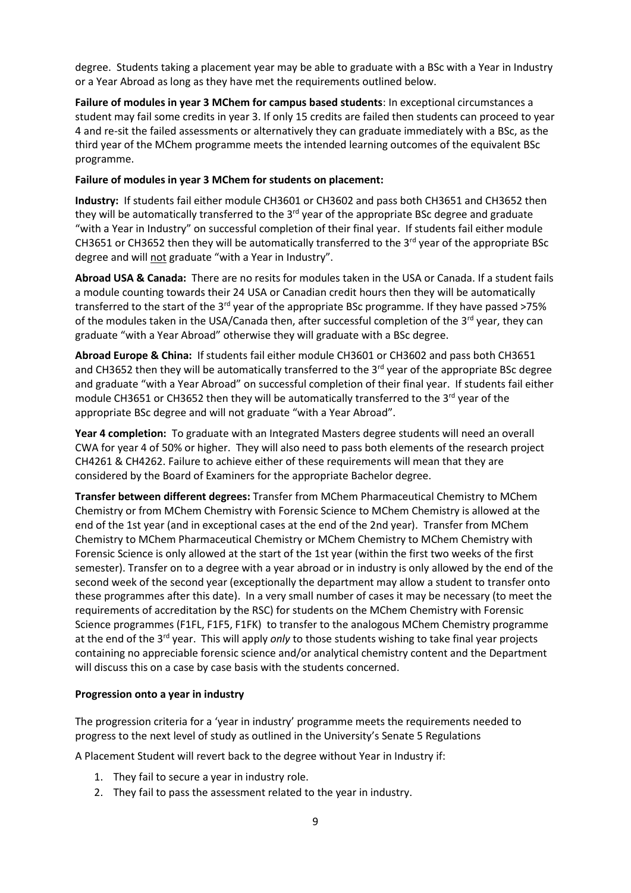degree. Students taking a placement year may be able to graduate with a BSc with a Year in Industry or a Year Abroad as long as they have met the requirements outlined below.

**Failure of modules in year 3 MChem for campus based students**: In exceptional circumstances a student may fail some credits in year 3. If only 15 credits are failed then students can proceed to year 4 and re-sit the failed assessments or alternatively they can graduate immediately with a BSc, as the third year of the MChem programme meets the intended learning outcomes of the equivalent BSc programme.

**Failure of modules in year 3 MChem for students on placement:**

**Industry:** If students fail either module CH3601 or CH3602 and pass both CH3651 and CH3652 then they will be automatically transferred to the 3rd year of the appropriate BSc degree and graduate "with a Year in Industry" on successful completion of their final year. If students fail either module CH3651 or CH3652 then they will be automatically transferred to the 3rd year of the appropriate BSc degree and will <u>not</u> graduate "with a Year in Industry".

**Abroad USA & Canada:** There are no resits for modules taken in the USA or Canada. If a student fails a module counting towards their 24 USA or Canadian credit hours then they will be automatically transferred to the start of the 3rd year of the appropriate BSc programme. If they have passed >75% of the modules taken in the USA/Canada then, after successful completion of the 3rd year, they can graduate "with a Year Abroad" otherwise they will graduate with a BSc degree.

**Abroad Europe & China:** If students fail either module CH3601 or CH3602 and pass both CH3651 and CH3652 then they will be automatically transferred to the 3rd year of the appropriate BSc degree and graduate "with a Year Abroad" on successful completion of their final year. If students fail either module CH3651 or CH3652 then they will be automatically transferred to the 3rd year of the appropriate BSc degree and will not graduate "with a Year Abroad".

**Year 4 completion:** To graduate with an Integrated Masters degree students will need an overall CWA for year 4 of 50% or higher. They will also need to pass both elements of the research project CH4261 & CH4262. Failure to achieve either of these requirements will mean that they are considered by the Board of Examiners for the appropriate Bachelor degree.

**Transfer between different degrees:** Transfer from MChem Pharmaceutical Chemistry to MChem Chemistry or from MChem Chemistry with Forensic Science to MChem Chemistry is allowed at the end of the 1st year (and in exceptional cases at the end of the 2nd year). Transfer from MChem Chemistry to MChem Pharmaceutical Chemistry or MChem Chemistry to MChem Chemistry with Forensic Science is only allowed at the start of the 1st year (within the first two weeks of the first semester). Transfer on to a degree with a year abroad or in industry is only allowed by the end of the second week of the second year (exceptionally the department may allow a student to transfer onto these programmes after this date). In a very small number of cases it may be necessary (to meet the requirements of accreditation by the RSC) for students on the MChem Chemistry with Forensic Science programmes (F1FL, F1F5, F1FK) to transfer to the analogous MChem Chemistry programme at the end of the 3rd year. This will apply *only* to those students wishing to take final year projects containing no appreciable forensic science and/or analytical chemistry content and the Department will discuss this on a case by case basis with the students concerned.

**Progression onto a year in industry**

The progression criteria for a 'year in industry' programme meets the requirements needed to progress to the next level of study as outlined in the University's Senate 5 Regulations

A Placement Student will revert back to the degree without Year in Industry if:

1. They fail to secure a year in industry role.
2. They fail to pass the assessment related to the year in industry.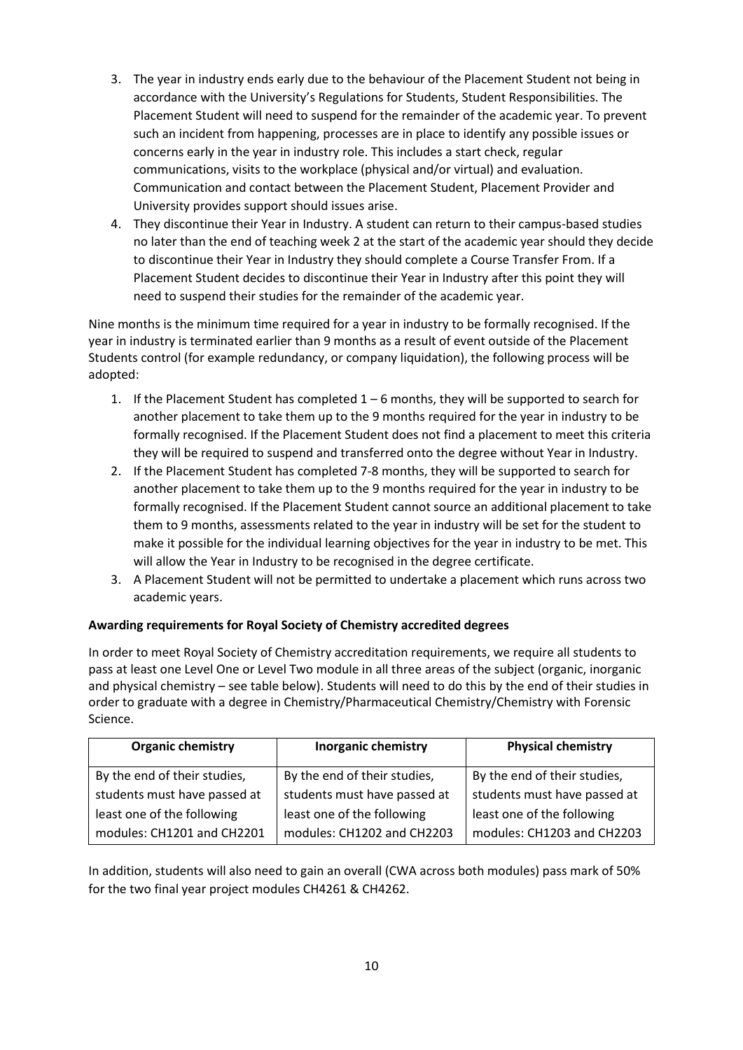3. The year in industry ends early due to the behaviour of the Placement Student not being in accordance with the University's Regulations for Students, Student Responsibilities. The Placement Student will need to suspend for the remainder of the academic year. To prevent such an incident from happening, processes are in place to identify any possible issues or concerns early in the year in industry role. This includes a start check, regular communications, visits to the workplace (physical and/or virtual) and evaluation. Communication and contact between the Placement Student, Placement Provider and University provides support should issues arise.
4. They discontinue their Year in Industry. A student can return to their campus-based studies no later than the end of teaching week 2 at the start of the academic year should they decide to discontinue their Year in Industry they should complete a Course Transfer From. If a Placement Student decides to discontinue their Year in Industry after this point they will need to suspend their studies for the remainder of the academic year.

Nine months is the minimum time required for a year in industry to be formally recognised. If the year in industry is terminated earlier than 9 months as a result of event outside of the Placement Students control (for example redundancy, or company liquidation), the following process will be adopted:

1. If the Placement Student has completed 1 – 6 months, they will be supported to search for another placement to take them up to the 9 months required for the year in industry to be formally recognised. If the Placement Student does not find a placement to meet this criteria they will be required to suspend and transferred onto the degree without Year in Industry.
2. If the Placement Student has completed 7-8 months, they will be supported to search for another placement to take them up to the 9 months required for the year in industry to be formally recognised. If the Placement Student cannot source an additional placement to take them to 9 months, assessments related to the year in industry will be set for the student to make it possible for the individual learning objectives for the year in industry to be met. This will allow the Year in Industry to be recognised in the degree certificate.
3. A Placement Student will not be permitted to undertake a placement which runs across two academic years.

**Awarding requirements for Royal Society of Chemistry accredited degrees**

In order to meet Royal Society of Chemistry accreditation requirements, we require all students to pass at least one Level One or Level Two module in all three areas of the subject (organic, inorganic and physical chemistry – see table below). Students will need to do this by the end of their studies in order to graduate with a degree in Chemistry/Pharmaceutical Chemistry/Chemistry with Forensic Science.

| Organic chemistry | Inorganic chemistry | Physical chemistry |
|---|---|---|
| By the end of their studies, students must have passed at least one of the following modules: CH1201 and CH2201 | By the end of their studies, students must have passed at least one of the following modules: CH1202 and CH2203 | By the end of their studies, students must have passed at least one of the following modules: CH1203 and CH2203 |

In addition, students will also need to gain an overall (CWA across both modules) pass mark of 50% for the two final year project modules CH4261 & CH4262.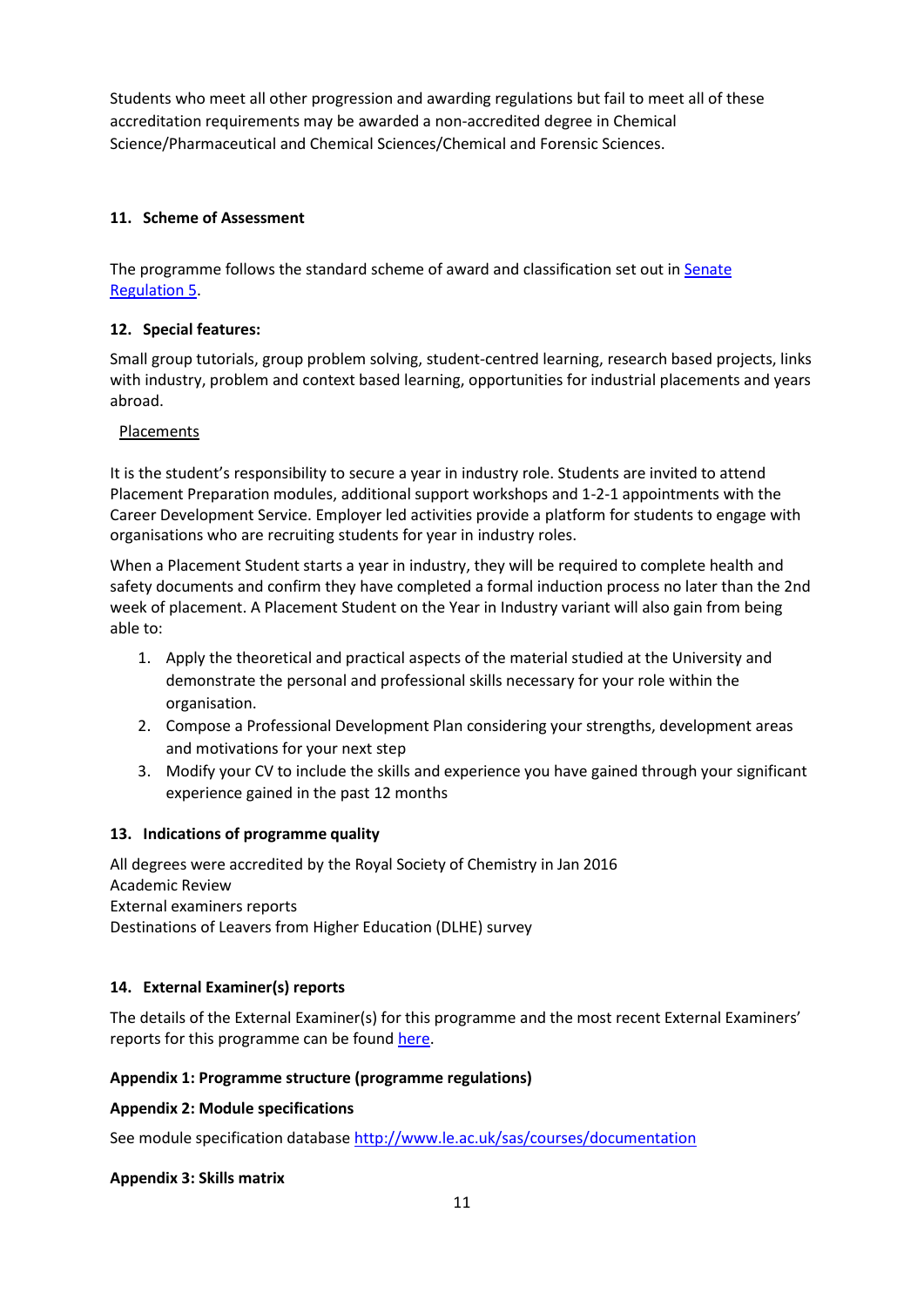Students who meet all other progression and awarding regulations but fail to meet all of these accreditation requirements may be awarded a non-accredited degree in Chemical Science/Pharmaceutical and Chemical Sciences/Chemical and Forensic Sciences.

### 11. Scheme of Assessment

The programme follows the standard scheme of award and classification set out in [Senate Regulation 5](#).

### 12. Special features:

Small group tutorials, group problem solving, student-centred learning, research based projects, links with industry, problem and context based learning, opportunities for industrial placements and years abroad.

<u>Placements</u>

It is the student's responsibility to secure a year in industry role. Students are invited to attend Placement Preparation modules, additional support workshops and 1-2-1 appointments with the Career Development Service. Employer led activities provide a platform for students to engage with organisations who are recruiting students for year in industry roles.

When a Placement Student starts a year in industry, they will be required to complete health and safety documents and confirm they have completed a formal induction process no later than the 2nd week of placement. A Placement Student on the Year in Industry variant will also gain from being able to:

1. Apply the theoretical and practical aspects of the material studied at the University and demonstrate the personal and professional skills necessary for your role within the organisation.
2. Compose a Professional Development Plan considering your strengths, development areas and motivations for your next step
3. Modify your CV to include the skills and experience you have gained through your significant experience gained in the past 12 months

### 13. Indications of programme quality

All degrees were accredited by the Royal Society of Chemistry in Jan 2016
Academic Review
External examiners reports
Destinations of Leavers from Higher Education (DLHE) survey

### 14. External Examiner(s) reports

The details of the External Examiner(s) for this programme and the most recent External Examiners' reports for this programme can be found [here](#).

**Appendix 1: Programme structure (programme regulations)**

**Appendix 2: Module specifications**

See module specification database http://www.le.ac.uk/sas/courses/documentation

**Appendix 3: Skills matrix**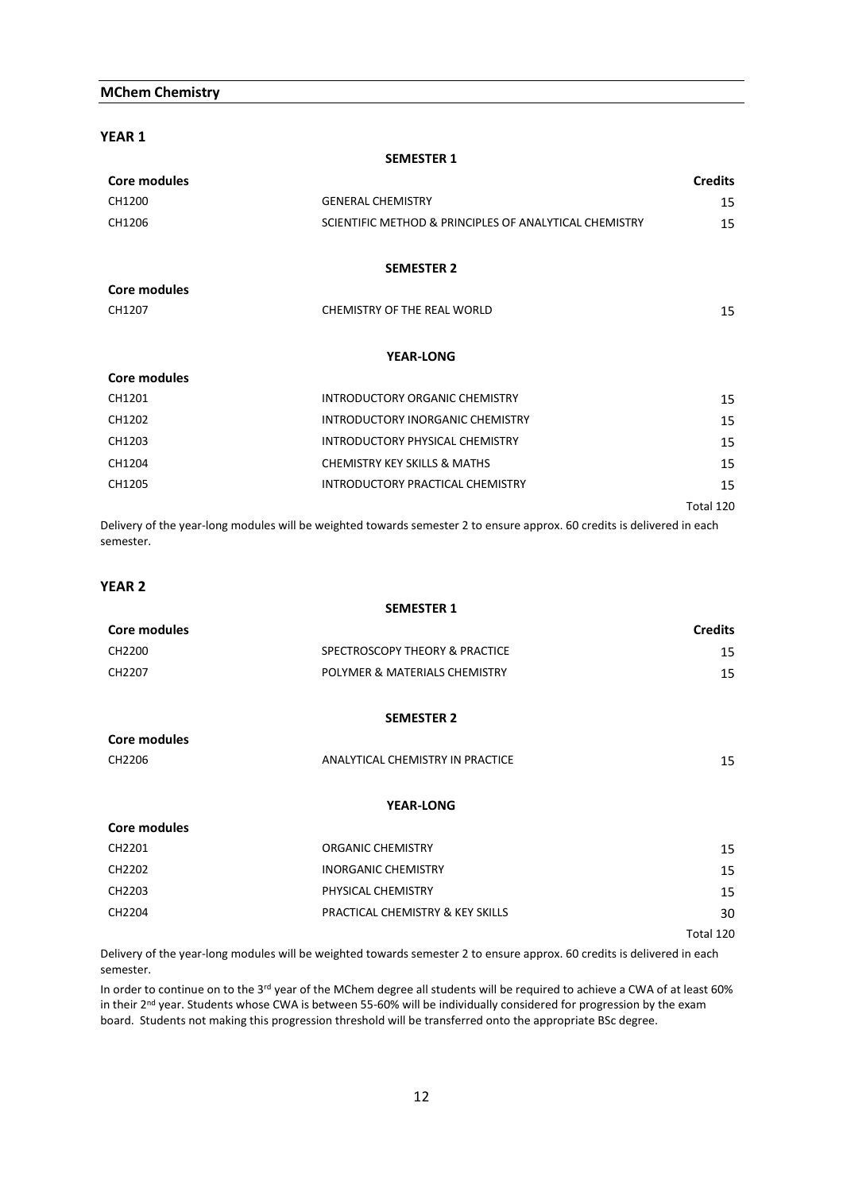## MChem Chemistry

### YEAR 1

**SEMESTER 1**

| Core modules | | Credits |
|---|---|---|
| CH1200 | GENERAL CHEMISTRY | 15 |
| CH1206 | SCIENTIFIC METHOD & PRINCIPLES OF ANALYTICAL CHEMISTRY | 15 |

**SEMESTER 2**

| Core modules | | |
|---|---|---|
| CH1207 | CHEMISTRY OF THE REAL WORLD | 15 |

**YEAR-LONG**

| Core modules | | |
|---|---|---|
| CH1201 | INTRODUCTORY ORGANIC CHEMISTRY | 15 |
| CH1202 | INTRODUCTORY INORGANIC CHEMISTRY | 15 |
| CH1203 | INTRODUCTORY PHYSICAL CHEMISTRY | 15 |
| CH1204 | CHEMISTRY KEY SKILLS & MATHS | 15 |
| CH1205 | INTRODUCTORY PRACTICAL CHEMISTRY | 15 |
| | | Total 120 |

Delivery of the year-long modules will be weighted towards semester 2 to ensure approx. 60 credits is delivered in each semester.

### YEAR 2

**SEMESTER 1**

| Core modules | | Credits |
|---|---|---|
| CH2200 | SPECTROSCOPY THEORY & PRACTICE | 15 |
| CH2207 | POLYMER & MATERIALS CHEMISTRY | 15 |

**SEMESTER 2**

| Core modules | | |
|---|---|---|
| CH2206 | ANALYTICAL CHEMISTRY IN PRACTICE | 15 |

**YEAR-LONG**

| Core modules | | |
|---|---|---|
| CH2201 | ORGANIC CHEMISTRY | 15 |
| CH2202 | INORGANIC CHEMISTRY | 15 |
| CH2203 | PHYSICAL CHEMISTRY | 15 |
| CH2204 | PRACTICAL CHEMISTRY & KEY SKILLS | 30 |
| | | Total 120 |

Delivery of the year-long modules will be weighted towards semester 2 to ensure approx. 60 credits is delivered in each semester.

In order to continue on to the 3rd year of the MChem degree all students will be required to achieve a CWA of at least 60% in their 2nd year. Students whose CWA is between 55-60% will be individually considered for progression by the exam board. Students not making this progression threshold will be transferred onto the appropriate BSc degree.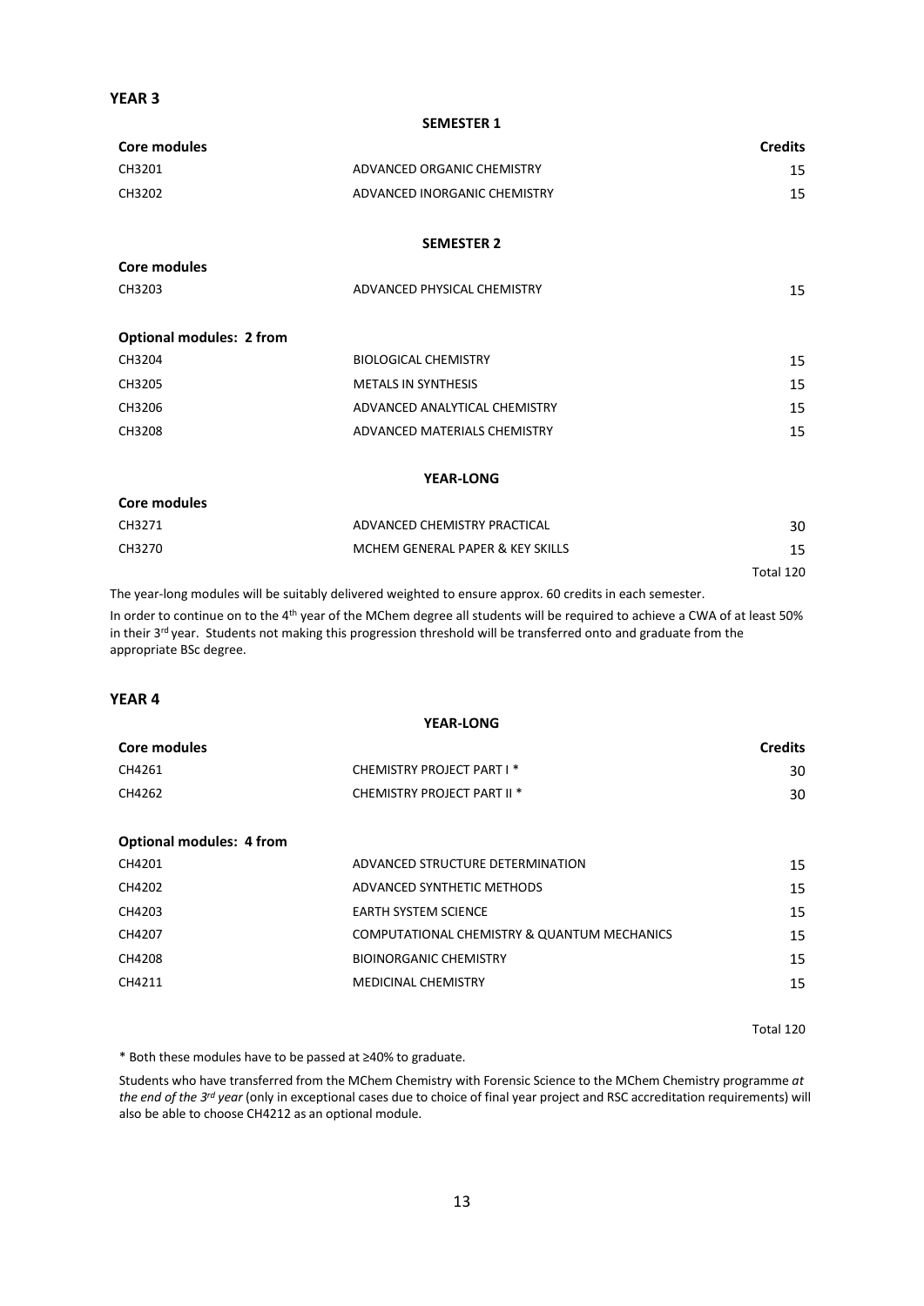## YEAR 3

### SEMESTER 1

| Core modules | | Credits |
|---|---|---|
| CH3201 | ADVANCED ORGANIC CHEMISTRY | 15 |
| CH3202 | ADVANCED INORGANIC CHEMISTRY | 15 |

### SEMESTER 2

| Core modules | | |
|---|---|---|
| CH3203 | ADVANCED PHYSICAL CHEMISTRY | 15 |
| **Optional modules: 2 from** | | |
| CH3204 | BIOLOGICAL CHEMISTRY | 15 |
| CH3205 | METALS IN SYNTHESIS | 15 |
| CH3206 | ADVANCED ANALYTICAL CHEMISTRY | 15 |
| CH3208 | ADVANCED MATERIALS CHEMISTRY | 15 |

### YEAR-LONG

| Core modules | | |
|---|---|---|
| CH3271 | ADVANCED CHEMISTRY PRACTICAL | 30 |
| CH3270 | MCHEM GENERAL PAPER & KEY SKILLS | 15 |
| | | Total 120 |

The year-long modules will be suitably delivered weighted to ensure approx. 60 credits in each semester.

In order to continue on to the 4th year of the MChem degree all students will be required to achieve a CWA of at least 50% in their 3rd year. Students not making this progression threshold will be transferred onto and graduate from the appropriate BSc degree.

## YEAR 4

### YEAR-LONG

| Core modules | | Credits |
|---|---|---|
| CH4261 | CHEMISTRY PROJECT PART I * | 30 |
| CH4262 | CHEMISTRY PROJECT PART II * | 30 |
| **Optional modules: 4 from** | | |
| CH4201 | ADVANCED STRUCTURE DETERMINATION | 15 |
| CH4202 | ADVANCED SYNTHETIC METHODS | 15 |
| CH4203 | EARTH SYSTEM SCIENCE | 15 |
| CH4207 | COMPUTATIONAL CHEMISTRY & QUANTUM MECHANICS | 15 |
| CH4208 | BIOINORGANIC CHEMISTRY | 15 |
| CH4211 | MEDICINAL CHEMISTRY | 15 |
| | | Total 120 |

\* Both these modules have to be passed at ≥40% to graduate.

Students who have transferred from the MChem Chemistry with Forensic Science to the MChem Chemistry programme *at the end of the 3rd year* (only in exceptional cases due to choice of final year project and RSC accreditation requirements) will also be able to choose CH4212 as an optional module.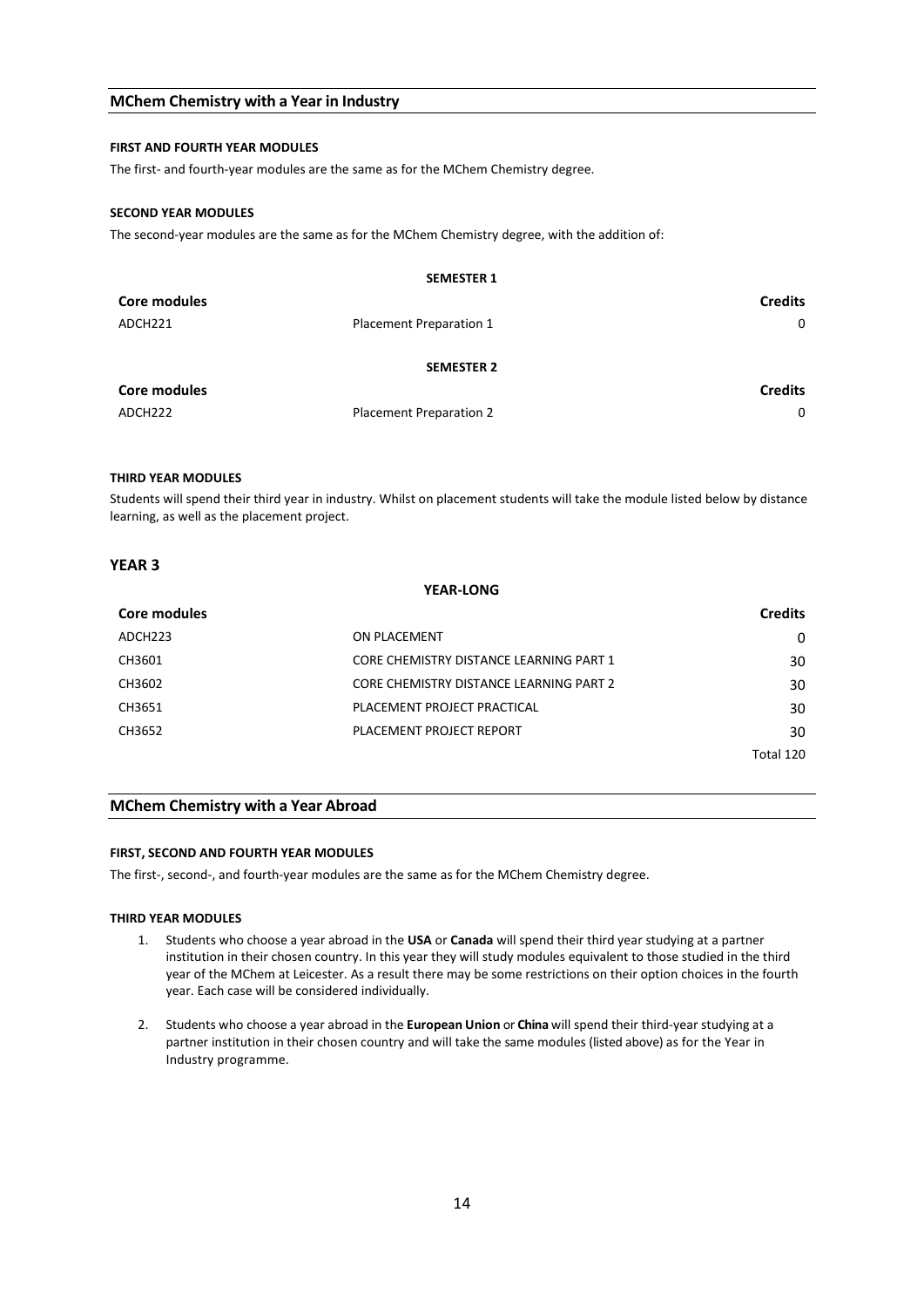## MChem Chemistry with a Year in Industry

#### FIRST AND FOURTH YEAR MODULES

The first- and fourth-year modules are the same as for the MChem Chemistry degree.

#### SECOND YEAR MODULES

The second-year modules are the same as for the MChem Chemistry degree, with the addition of:

**SEMESTER 1**

| Core modules | | Credits |
|---|---|---|
| ADCH221 | Placement Preparation 1 | 0 |

**SEMESTER 2**

| Core modules | | Credits |
|---|---|---|
| ADCH222 | Placement Preparation 2 | 0 |

#### THIRD YEAR MODULES

Students will spend their third year in industry. Whilst on placement students will take the module listed below by distance learning, as well as the placement project.

### YEAR 3

**YEAR-LONG**

| Core modules | | Credits |
|---|---|---|
| ADCH223 | ON PLACEMENT | 0 |
| CH3601 | CORE CHEMISTRY DISTANCE LEARNING PART 1 | 30 |
| CH3602 | CORE CHEMISTRY DISTANCE LEARNING PART 2 | 30 |
| CH3651 | PLACEMENT PROJECT PRACTICAL | 30 |
| CH3652 | PLACEMENT PROJECT REPORT | 30 |
| | | Total 120 |

## MChem Chemistry with a Year Abroad

#### FIRST, SECOND AND FOURTH YEAR MODULES

The first-, second-, and fourth-year modules are the same as for the MChem Chemistry degree.

#### THIRD YEAR MODULES

1. Students who choose a year abroad in the **USA** or **Canada** will spend their third year studying at a partner institution in their chosen country. In this year they will study modules equivalent to those studied in the third year of the MChem at Leicester. As a result there may be some restrictions on their option choices in the fourth year. Each case will be considered individually.

2. Students who choose a year abroad in the **European Union** or **China** will spend their third-year studying at a partner institution in their chosen country and will take the same modules (listed above) as for the Year in Industry programme.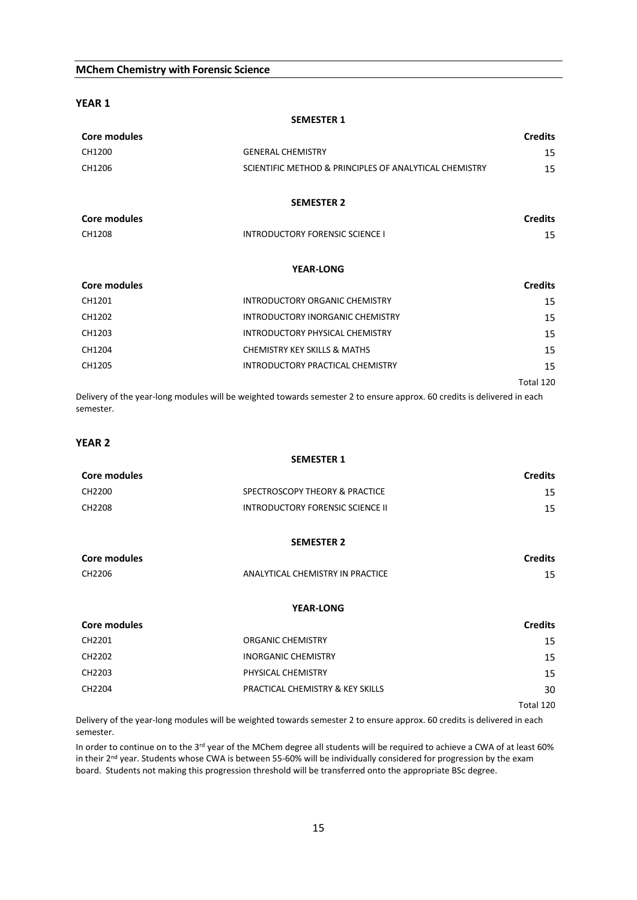## MChem Chemistry with Forensic Science

### YEAR 1

**SEMESTER 1**

| Core modules | | Credits |
|---|---|---|
| CH1200 | GENERAL CHEMISTRY | 15 |
| CH1206 | SCIENTIFIC METHOD & PRINCIPLES OF ANALYTICAL CHEMISTRY | 15 |

**SEMESTER 2**

| Core modules | | Credits |
|---|---|---|
| CH1208 | INTRODUCTORY FORENSIC SCIENCE I | 15 |

**YEAR-LONG**

| Core modules | | Credits |
|---|---|---|
| CH1201 | INTRODUCTORY ORGANIC CHEMISTRY | 15 |
| CH1202 | INTRODUCTORY INORGANIC CHEMISTRY | 15 |
| CH1203 | INTRODUCTORY PHYSICAL CHEMISTRY | 15 |
| CH1204 | CHEMISTRY KEY SKILLS & MATHS | 15 |
| CH1205 | INTRODUCTORY PRACTICAL CHEMISTRY | 15 |
| | | Total 120 |

Delivery of the year-long modules will be weighted towards semester 2 to ensure approx. 60 credits is delivered in each semester.

### YEAR 2

**SEMESTER 1**

| Core modules | | Credits |
|---|---|---|
| CH2200 | SPECTROSCOPY THEORY & PRACTICE | 15 |
| CH2208 | INTRODUCTORY FORENSIC SCIENCE II | 15 |

**SEMESTER 2**

| Core modules | | Credits |
|---|---|---|
| CH2206 | ANALYTICAL CHEMISTRY IN PRACTICE | 15 |

**YEAR-LONG**

| Core modules | | Credits |
|---|---|---|
| CH2201 | ORGANIC CHEMISTRY | 15 |
| CH2202 | INORGANIC CHEMISTRY | 15 |
| CH2203 | PHYSICAL CHEMISTRY | 15 |
| CH2204 | PRACTICAL CHEMISTRY & KEY SKILLS | 30 |
| | | Total 120 |

Delivery of the year-long modules will be weighted towards semester 2 to ensure approx. 60 credits is delivered in each semester.

In order to continue on to the 3rd year of the MChem degree all students will be required to achieve a CWA of at least 60% in their 2nd year. Students whose CWA is between 55-60% will be individually considered for progression by the exam board. Students not making this progression threshold will be transferred onto the appropriate BSc degree.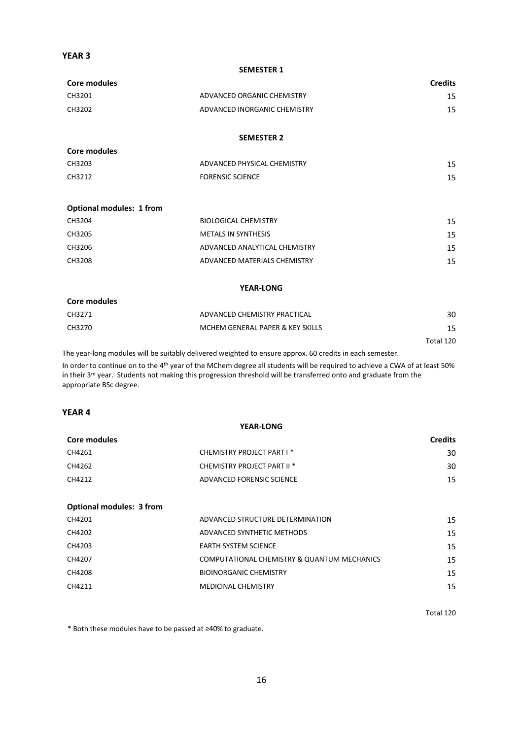## YEAR 3

### SEMESTER 1

| Core modules | | Credits |
|---|---|---|
| CH3201 | ADVANCED ORGANIC CHEMISTRY | 15 |
| CH3202 | ADVANCED INORGANIC CHEMISTRY | 15 |

### SEMESTER 2

| Core modules | | |
|---|---|---|
| CH3203 | ADVANCED PHYSICAL CHEMISTRY | 15 |
| CH3212 | FORENSIC SCIENCE | 15 |

| Optional modules: 1 from | | |
|---|---|---|
| CH3204 | BIOLOGICAL CHEMISTRY | 15 |
| CH3205 | METALS IN SYNTHESIS | 15 |
| CH3206 | ADVANCED ANALYTICAL CHEMISTRY | 15 |
| CH3208 | ADVANCED MATERIALS CHEMISTRY | 15 |

### YEAR-LONG

| Core modules | | |
|---|---|---|
| CH3271 | ADVANCED CHEMISTRY PRACTICAL | 30 |
| CH3270 | MCHEM GENERAL PAPER & KEY SKILLS | 15 |
| | | Total 120 |

The year-long modules will be suitably delivered weighted to ensure approx. 60 credits in each semester.

In order to continue on to the 4th year of the MChem degree all students will be required to achieve a CWA of at least 50% in their 3rd year. Students not making this progression threshold will be transferred onto and graduate from the appropriate BSc degree.

## YEAR 4

### YEAR-LONG

| Core modules | | Credits |
|---|---|---|
| CH4261 | CHEMISTRY PROJECT PART I * | 30 |
| CH4262 | CHEMISTRY PROJECT PART II * | 30 |
| CH4212 | ADVANCED FORENSIC SCIENCE | 15 |

| Optional modules: 3 from | | |
|---|---|---|
| CH4201 | ADVANCED STRUCTURE DETERMINATION | 15 |
| CH4202 | ADVANCED SYNTHETIC METHODS | 15 |
| CH4203 | EARTH SYSTEM SCIENCE | 15 |
| CH4207 | COMPUTATIONAL CHEMISTRY & QUANTUM MECHANICS | 15 |
| CH4208 | BIOINORGANIC CHEMISTRY | 15 |
| CH4211 | MEDICINAL CHEMISTRY | 15 |
| | | Total 120 |

* Both these modules have to be passed at ≥40% to graduate.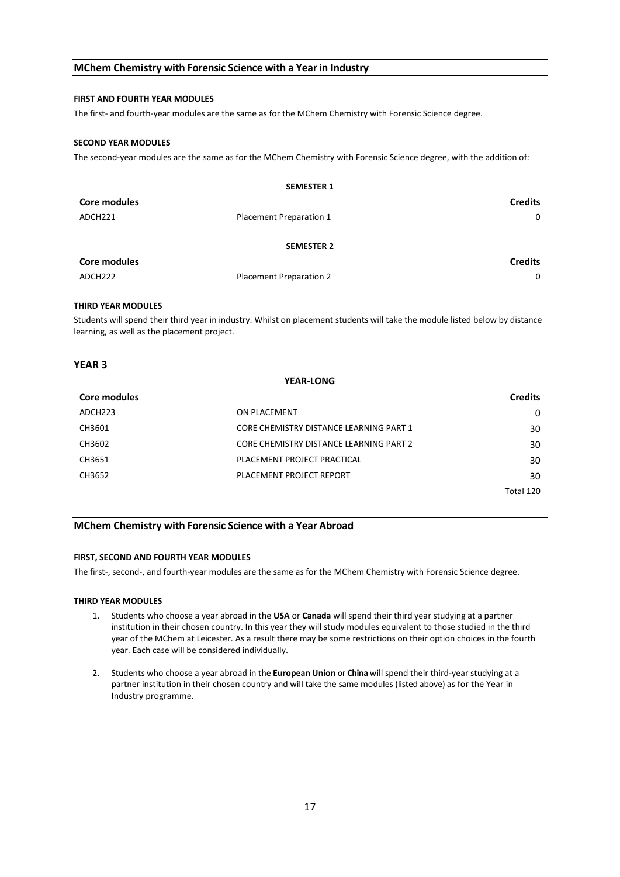## MChem Chemistry with Forensic Science with a Year in Industry

**FIRST AND FOURTH YEAR MODULES**

The first- and fourth-year modules are the same as for the MChem Chemistry with Forensic Science degree.

**SECOND YEAR MODULES**

The second-year modules are the same as for the MChem Chemistry with Forensic Science degree, with the addition of:

**SEMESTER 1**

| Core modules | | Credits |
|---|---|---|
| ADCH221 | Placement Preparation 1 | 0 |

**SEMESTER 2**

| Core modules | | Credits |
|---|---|---|
| ADCH222 | Placement Preparation 2 | 0 |

**THIRD YEAR MODULES**

Students will spend their third year in industry. Whilst on placement students will take the module listed below by distance learning, as well as the placement project.

### YEAR 3

**YEAR-LONG**

| Core modules | | Credits |
|---|---|---|
| ADCH223 | ON PLACEMENT | 0 |
| CH3601 | CORE CHEMISTRY DISTANCE LEARNING PART 1 | 30 |
| CH3602 | CORE CHEMISTRY DISTANCE LEARNING PART 2 | 30 |
| CH3651 | PLACEMENT PROJECT PRACTICAL | 30 |
| CH3652 | PLACEMENT PROJECT REPORT | 30 |
| | | Total 120 |

## MChem Chemistry with Forensic Science with a Year Abroad

**FIRST, SECOND AND FOURTH YEAR MODULES**

The first-, second-, and fourth-year modules are the same as for the MChem Chemistry with Forensic Science degree.

**THIRD YEAR MODULES**

1. Students who choose a year abroad in the **USA** or **Canada** will spend their third year studying at a partner institution in their chosen country. In this year they will study modules equivalent to those studied in the third year of the MChem at Leicester. As a result there may be some restrictions on their option choices in the fourth year. Each case will be considered individually.

2. Students who choose a year abroad in the **European Union** or **China** will spend their third-year studying at a partner institution in their chosen country and will take the same modules (listed above) as for the Year in Industry programme.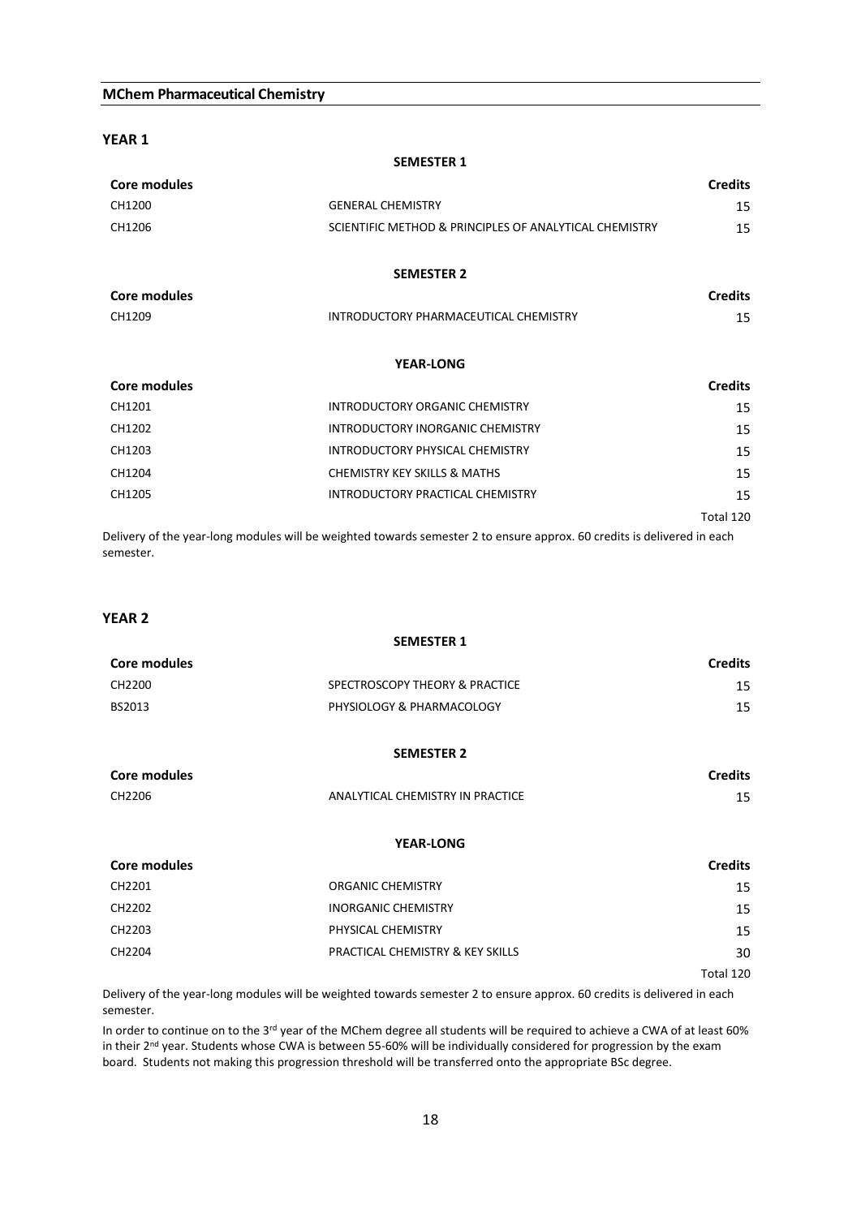## MChem Pharmaceutical Chemistry

### YEAR 1

**SEMESTER 1**

| Core modules | | Credits |
|---|---|---|
| CH1200 | GENERAL CHEMISTRY | 15 |
| CH1206 | SCIENTIFIC METHOD & PRINCIPLES OF ANALYTICAL CHEMISTRY | 15 |

**SEMESTER 2**

| Core modules | | Credits |
|---|---|---|
| CH1209 | INTRODUCTORY PHARMACEUTICAL CHEMISTRY | 15 |

**YEAR-LONG**

| Core modules | | Credits |
|---|---|---|
| CH1201 | INTRODUCTORY ORGANIC CHEMISTRY | 15 |
| CH1202 | INTRODUCTORY INORGANIC CHEMISTRY | 15 |
| CH1203 | INTRODUCTORY PHYSICAL CHEMISTRY | 15 |
| CH1204 | CHEMISTRY KEY SKILLS & MATHS | 15 |
| CH1205 | INTRODUCTORY PRACTICAL CHEMISTRY | 15 |
| | | Total 120 |

Delivery of the year-long modules will be weighted towards semester 2 to ensure approx. 60 credits is delivered in each semester.

### YEAR 2

**SEMESTER 1**

| Core modules | | Credits |
|---|---|---|
| CH2200 | SPECTROSCOPY THEORY & PRACTICE | 15 |
| BS2013 | PHYSIOLOGY & PHARMACOLOGY | 15 |

**SEMESTER 2**

| Core modules | | Credits |
|---|---|---|
| CH2206 | ANALYTICAL CHEMISTRY IN PRACTICE | 15 |

**YEAR-LONG**

| Core modules | | Credits |
|---|---|---|
| CH2201 | ORGANIC CHEMISTRY | 15 |
| CH2202 | INORGANIC CHEMISTRY | 15 |
| CH2203 | PHYSICAL CHEMISTRY | 15 |
| CH2204 | PRACTICAL CHEMISTRY & KEY SKILLS | 30 |
| | | Total 120 |

Delivery of the year-long modules will be weighted towards semester 2 to ensure approx. 60 credits is delivered in each semester.

In order to continue on to the 3rd year of the MChem degree all students will be required to achieve a CWA of at least 60% in their 2nd year. Students whose CWA is between 55-60% will be individually considered for progression by the exam board. Students not making this progression threshold will be transferred onto the appropriate BSc degree.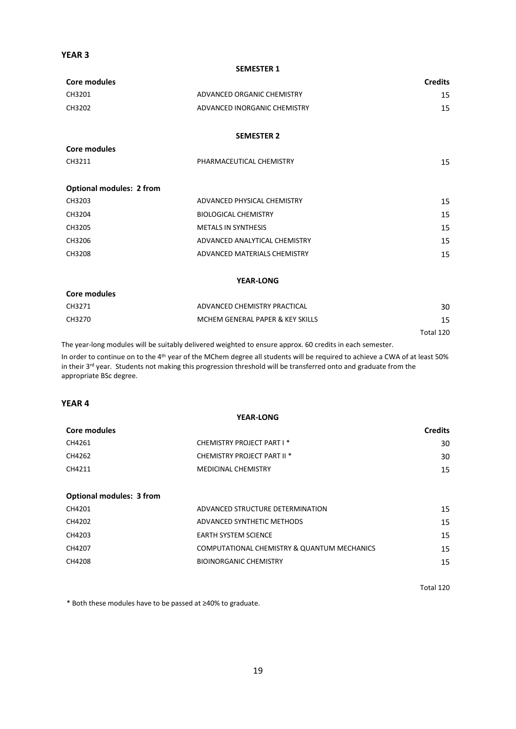## YEAR 3

### SEMESTER 1

| Core modules | | Credits |
|---|---|---|
| CH3201 | ADVANCED ORGANIC CHEMISTRY | 15 |
| CH3202 | ADVANCED INORGANIC CHEMISTRY | 15 |

### SEMESTER 2

| Core modules | | |
|---|---|---|
| CH3211 | PHARMACEUTICAL CHEMISTRY | 15 |
| **Optional modules: 2 from** | | |
| CH3203 | ADVANCED PHYSICAL CHEMISTRY | 15 |
| CH3204 | BIOLOGICAL CHEMISTRY | 15 |
| CH3205 | METALS IN SYNTHESIS | 15 |
| CH3206 | ADVANCED ANALYTICAL CHEMISTRY | 15 |
| CH3208 | ADVANCED MATERIALS CHEMISTRY | 15 |

### YEAR-LONG

| Core modules | | |
|---|---|---|
| CH3271 | ADVANCED CHEMISTRY PRACTICAL | 30 |
| CH3270 | MCHEM GENERAL PAPER & KEY SKILLS | 15 |
| | | Total 120 |

The year-long modules will be suitably delivered weighted to ensure approx. 60 credits in each semester.

In order to continue on to the 4th year of the MChem degree all students will be required to achieve a CWA of at least 50% in their 3rd year. Students not making this progression threshold will be transferred onto and graduate from the appropriate BSc degree.

## YEAR 4

### YEAR-LONG

| Core modules | | Credits |
|---|---|---|
| CH4261 | CHEMISTRY PROJECT PART I * | 30 |
| CH4262 | CHEMISTRY PROJECT PART II * | 30 |
| CH4211 | MEDICINAL CHEMISTRY | 15 |
| **Optional modules: 3 from** | | |
| CH4201 | ADVANCED STRUCTURE DETERMINATION | 15 |
| CH4202 | ADVANCED SYNTHETIC METHODS | 15 |
| CH4203 | EARTH SYSTEM SCIENCE | 15 |
| CH4207 | COMPUTATIONAL CHEMISTRY & QUANTUM MECHANICS | 15 |
| CH4208 | BIOINORGANIC CHEMISTRY | 15 |
| | | Total 120 |

* Both these modules have to be passed at ≥40% to graduate.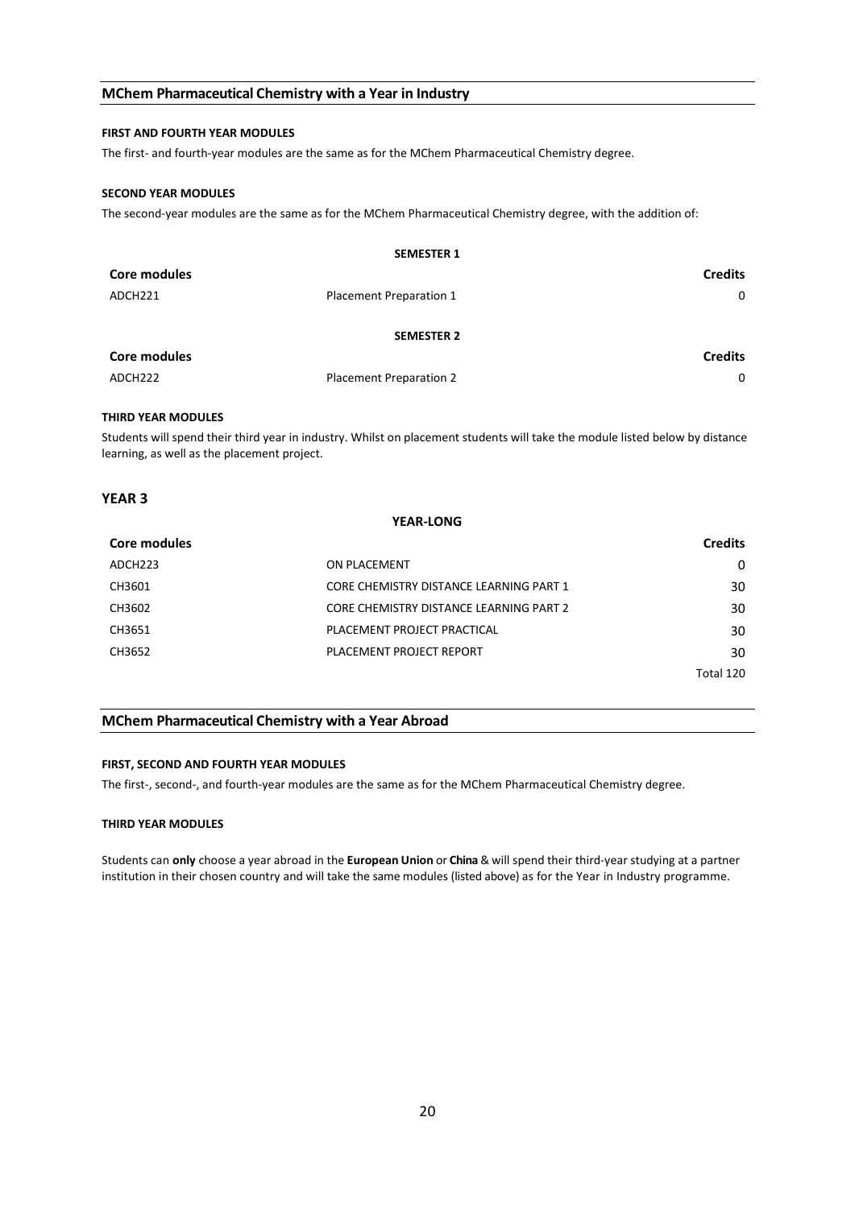## MChem Pharmaceutical Chemistry with a Year in Industry

#### FIRST AND FOURTH YEAR MODULES

The first- and fourth-year modules are the same as for the MChem Pharmaceutical Chemistry degree.

#### SECOND YEAR MODULES

The second-year modules are the same as for the MChem Pharmaceutical Chemistry degree, with the addition of:

**SEMESTER 1**

| Core modules | | Credits |
|---|---|---|
| ADCH221 | Placement Preparation 1 | 0 |

**SEMESTER 2**

| Core modules | | Credits |
|---|---|---|
| ADCH222 | Placement Preparation 2 | 0 |

#### THIRD YEAR MODULES

Students will spend their third year in industry. Whilst on placement students will take the module listed below by distance learning, as well as the placement project.

### YEAR 3

**YEAR-LONG**

| Core modules | | Credits |
|---|---|---|
| ADCH223 | ON PLACEMENT | 0 |
| CH3601 | CORE CHEMISTRY DISTANCE LEARNING PART 1 | 30 |
| CH3602 | CORE CHEMISTRY DISTANCE LEARNING PART 2 | 30 |
| CH3651 | PLACEMENT PROJECT PRACTICAL | 30 |
| CH3652 | PLACEMENT PROJECT REPORT | 30 |
| | | Total 120 |

## MChem Pharmaceutical Chemistry with a Year Abroad

#### FIRST, SECOND AND FOURTH YEAR MODULES

The first-, second-, and fourth-year modules are the same as for the MChem Pharmaceutical Chemistry degree.

#### THIRD YEAR MODULES

Students can **only** choose a year abroad in the **European Union** or **China** & will spend their third-year studying at a partner institution in their chosen country and will take the same modules (listed above) as for the Year in Industry programme.